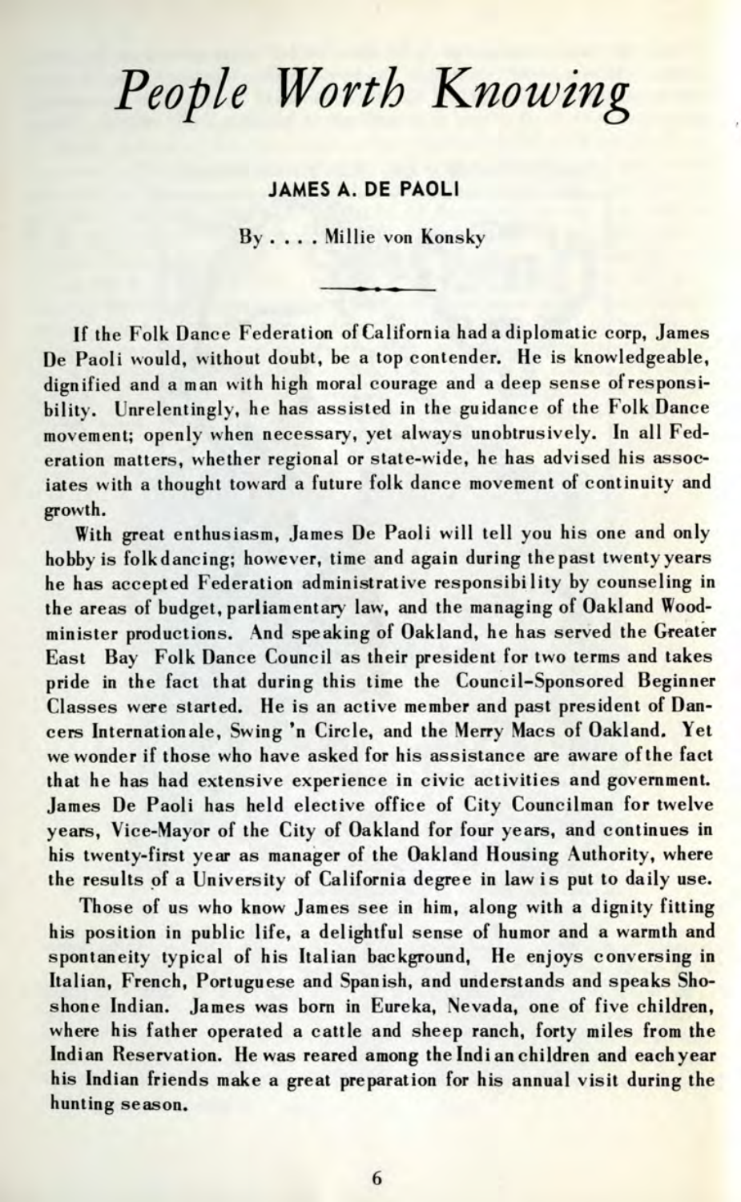# *People Worth Knowing*

## JAMES A. DE PAOLI

By . . . . Millie von Konsky

If the Folk Dance Federation of California had a diplomatic corp, James De Paoli would, without doubt, be a top contender. He is knowledgeable, dignified and a man with high moral courage and a deep sense of responsibility. Unrelentingly, he has assisted in the guidance of the Folk Dance movement; openly when necessary, yet always unobtrusively. In all Federation matters, whether regional or state-wide, he has advised his associates with a thought toward a future folk dance movement of continuity and growth.

With great enthusiasm, James De Paoli will tell you his one and only hobby is folkdancing; however, time and again during the past twenty years he has accepted Federation administrative responsibility by counseling in the areas of budget, parliamentary law, and the managing of Oakland Woodminister productions. And speaking of Oakland, he has served the Greater East Bay Folk Dance Council as their president for two terms and takes pride in the fact that during this time the Council-Sponsored Beginner Classes were started. He is an active member and past president of Dancers Internationale, Swing 'n Circle, and the Merry Macs of Oakland. Yet we wonder if those who have asked for his assistance are aware of the fact that he has had extensive experience in civic activities and government. James De Paoli has held elective office of City Councilman for twelve years, Vice-Mayor of the City of Oakland for four years, and continues in his twenty-first year as manager of the Oakland Housing Authority, where the results of a University of California degree in law is put to daily use.

Those of us who know James see in him, along with a dignity fitting his position in public life, a delightful sense of humor and a warmth and spontaneity typical of his Italian background, He enjoys conversing in Italian, French, Portuguese and Spanish, and understands and speaks Shoshone Indian. James was born in Eureka, Nevada, one of five children, where his father operated a cattle and sheep ranch, forty miles from the Indian Reservation. He was reared among the Indian children and each year his Indian friends make a great preparation for his annual visit during the hunting season.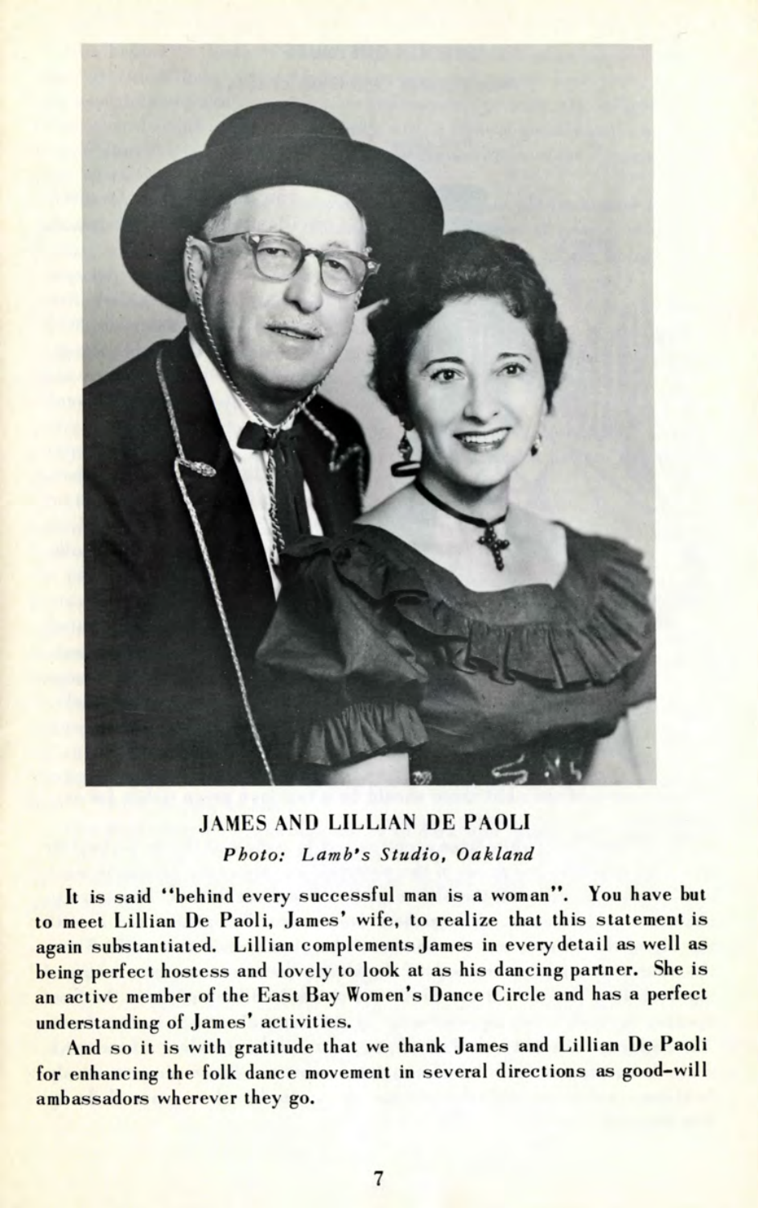**JAMES AND LILLIAN DE PAOLI**

*Photo: Lamb's Studio, Oakland*

It is said "behind every successful man is a woman". You have but to meet Lillian De Paoli, James' wife, to realize that this statement is again substantiated. Lillian complements James in every detail as well as being perfect hostess and lovely to look at as his dancing partner. She is an active member of the East Bay Women's Dance Circle and has a perfect understanding of James' activities.

And so it is with gratitude that we thank James and Lillian De Paoli for enhancing the folk dance movement in several directions as good-will ambassadors wherever they go.